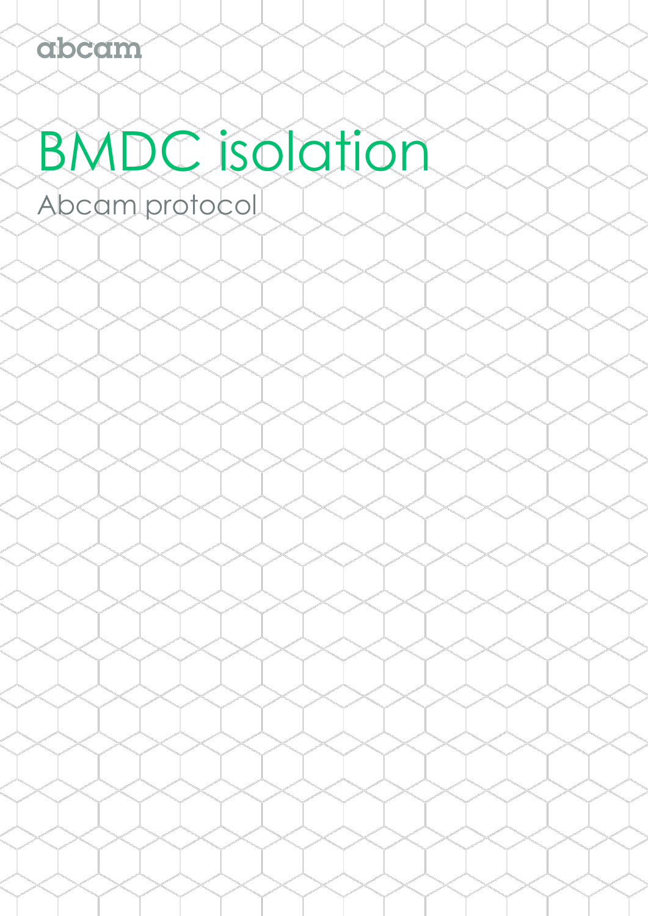abcam

# BMDC isolation

Abcam protocol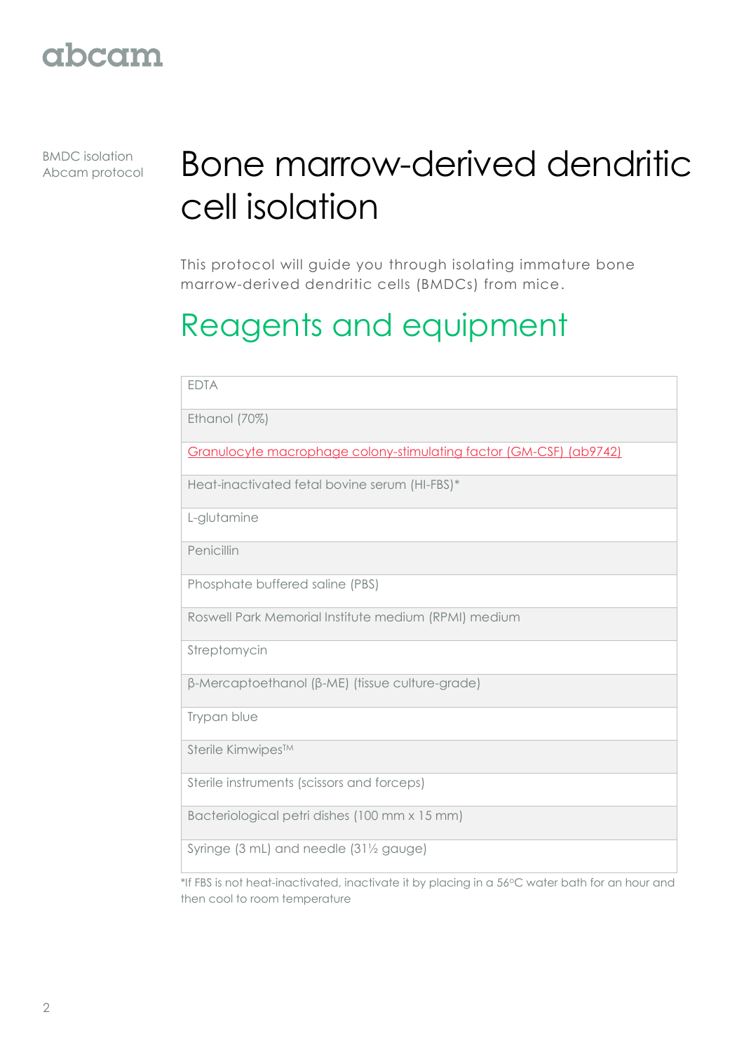BMDC isolation
Abcam protocol

# Bone marrow-derived dendritic cell isolation

This protocol will guide you through isolating immature bone marrow-derived dendritic cells (BMDCs) from mice.

## Reagents and equipment

| |
|---|
| EDTA |
| Ethanol (70%) |
| Granulocyte macrophage colony-stimulating factor (GM-CSF) (ab9742) |
| Heat-inactivated fetal bovine serum (HI-FBS)* |
| L-glutamine |
| Penicillin |
| Phosphate buffered saline (PBS) |
| Roswell Park Memorial Institute medium (RPMI) medium |
| Streptomycin |
| β-Mercaptoethanol (β-ME) (tissue culture-grade) |
| Trypan blue |
| Sterile Kimwipes™ |
| Sterile instruments (scissors and forceps) |
| Bacteriological petri dishes (100 mm x 15 mm) |
| Syringe (3 mL) and needle (31½ gauge) |

*If FBS is not heat-inactivated, inactivate it by placing in a 56°C water bath for an hour and then cool to room temperature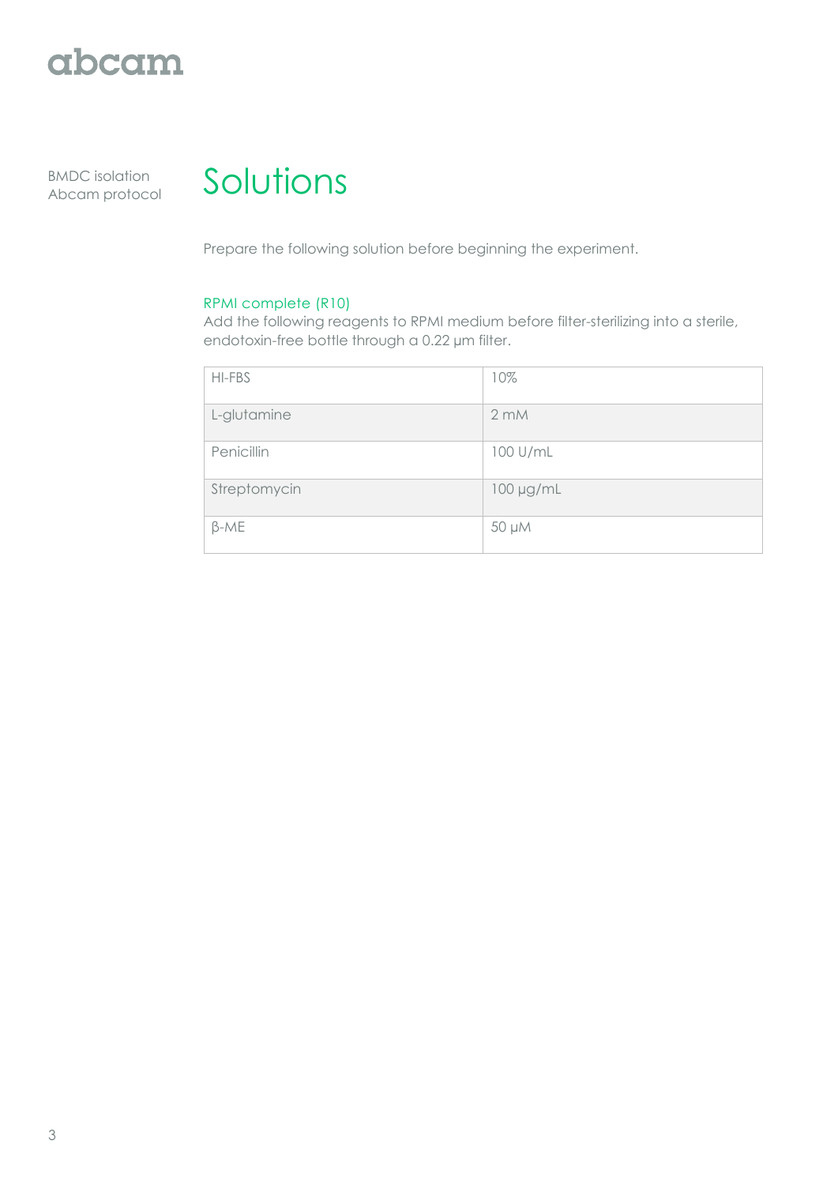# Solutions

Prepare the following solution before beginning the experiment.

### RPMI complete (R10)

Add the following reagents to RPMI medium before filter-sterilizing into a sterile, endotoxin-free bottle through a 0.22 µm filter.

| | |
|---|---|
| HI-FBS | 10% |
| L-glutamine | 2 mM |
| Penicillin | 100 U/mL |
| Streptomycin | 100 µg/mL |
| β-ME | 50 µM |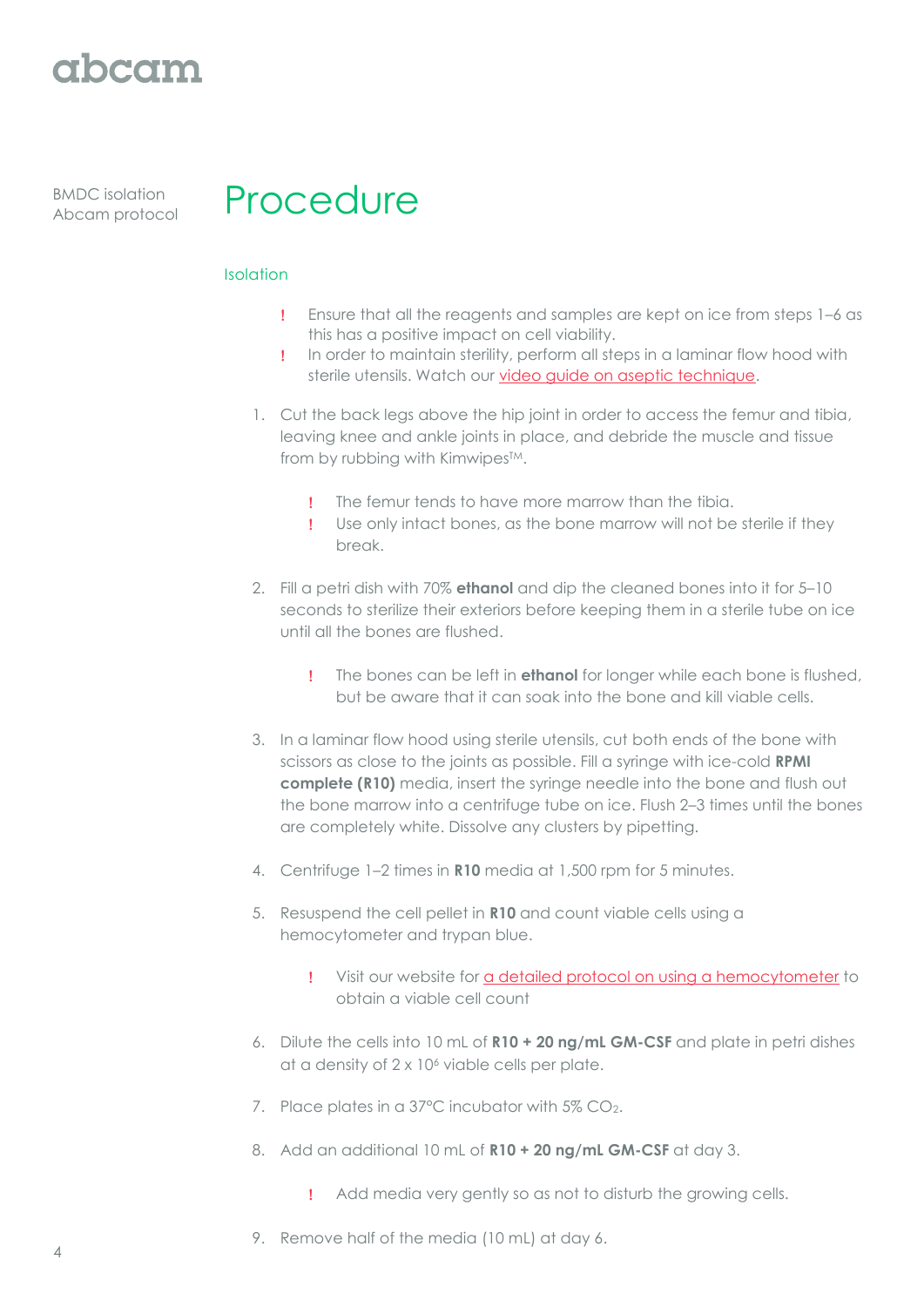# Procedure

## Isolation

- ! Ensure that all the reagents and samples are kept on ice from steps 1–6 as this has a positive impact on cell viability.
- ! In order to maintain sterility, perform all steps in a laminar flow hood with sterile utensils. Watch our video guide on aseptic technique.

1. Cut the back legs above the hip joint in order to access the femur and tibia, leaving knee and ankle joints in place, and debride the muscle and tissue from by rubbing with Kimwipes™.

   - ! The femur tends to have more marrow than the tibia.
   - ! Use only intact bones, as the bone marrow will not be sterile if they break.

2. Fill a petri dish with 70% **ethanol** and dip the cleaned bones into it for 5–10 seconds to sterilize their exteriors before keeping them in a sterile tube on ice until all the bones are flushed.

   - ! The bones can be left in **ethanol** for longer while each bone is flushed, but be aware that it can soak into the bone and kill viable cells.

3. In a laminar flow hood using sterile utensils, cut both ends of the bone with scissors as close to the joints as possible. Fill a syringe with ice-cold **RPMI complete (R10)** media, insert the syringe needle into the bone and flush out the bone marrow into a centrifuge tube on ice. Flush 2–3 times until the bones are completely white. Dissolve any clusters by pipetting.

4. Centrifuge 1–2 times in **R10** media at 1,500 rpm for 5 minutes.

5. Resuspend the cell pellet in **R10** and count viable cells using a hemocytometer and trypan blue.

   - ! Visit our website for a detailed protocol on using a hemocytometer to obtain a viable cell count

6. Dilute the cells into 10 mL of **R10 + 20 ng/mL GM-CSF** and plate in petri dishes at a density of $2 \times 10^6$ viable cells per plate.

7. Place plates in a 37°C incubator with 5% $CO_2$.

8. Add an additional 10 mL of **R10 + 20 ng/mL GM-CSF** at day 3.

   - ! Add media very gently so as not to disturb the growing cells.

9. Remove half of the media (10 mL) at day 6.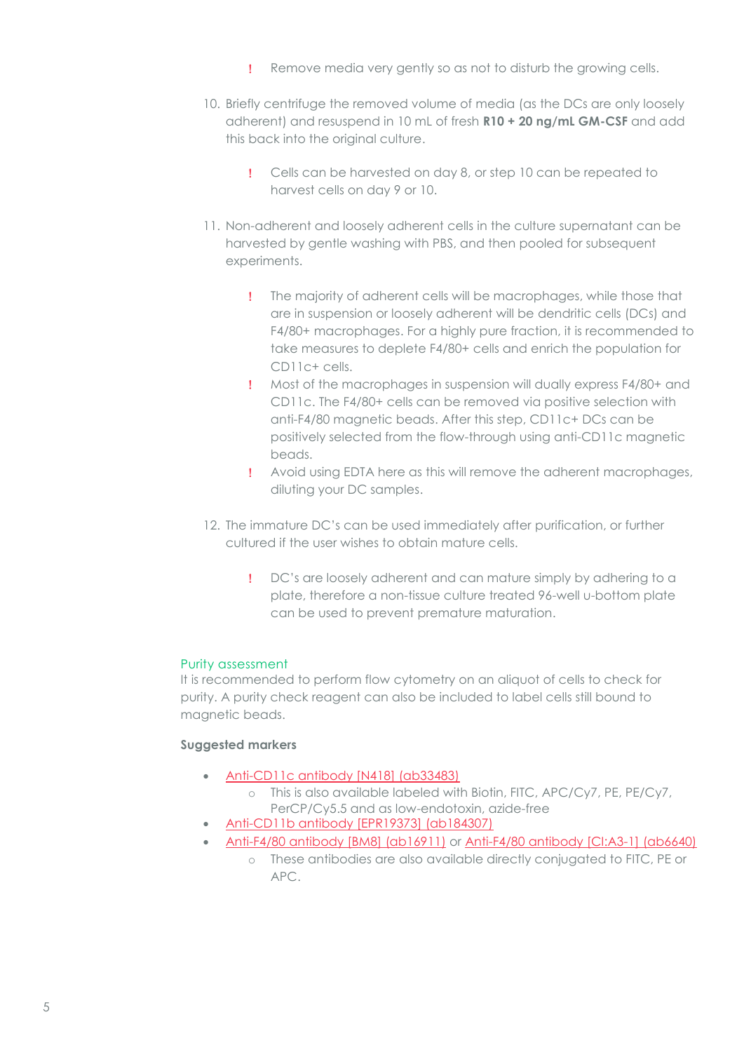! Remove media very gently so as not to disturb the growing cells.

10. Briefly centrifuge the removed volume of media (as the DCs are only loosely adherent) and resuspend in 10 mL of fresh **R10 + 20 ng/mL GM-CSF** and add this back into the original culture.

    ! Cells can be harvested on day 8, or step 10 can be repeated to harvest cells on day 9 or 10.

11. Non-adherent and loosely adherent cells in the culture supernatant can be harvested by gentle washing with PBS, and then pooled for subsequent experiments.

    ! The majority of adherent cells will be macrophages, while those that are in suspension or loosely adherent will be dendritic cells (DCs) and F4/80+ macrophages. For a highly pure fraction, it is recommended to take measures to deplete F4/80+ cells and enrich the population for CD11c+ cells.

    ! Most of the macrophages in suspension will dually express F4/80+ and CD11c. The F4/80+ cells can be removed via positive selection with anti-F4/80 magnetic beads. After this step, CD11c+ DCs can be positively selected from the flow-through using anti-CD11c magnetic beads.

    ! Avoid using EDTA here as this will remove the adherent macrophages, diluting your DC samples.

12. The immature DC's can be used immediately after purification, or further cultured if the user wishes to obtain mature cells.

    ! DC's are loosely adherent and can mature simply by adhering to a plate, therefore a non-tissue culture treated 96-well u-bottom plate can be used to prevent premature maturation.

## Purity assessment

It is recommended to perform flow cytometry on an aliquot of cells to check for purity. A purity check reagent can also be included to label cells still bound to magnetic beads.

**Suggested markers**

- Anti-CD11c antibody [N418] (ab33483)
    - This is also available labeled with Biotin, FITC, APC/Cy7, PE, PE/Cy7, PerCP/Cy5.5 and as low-endotoxin, azide-free
- Anti-CD11b antibody [EPR19373] (ab184307)
- Anti-F4/80 antibody [BM8] (ab16911) or Anti-F4/80 antibody [CI:A3-1] (ab6640)
    - These antibodies are also available directly conjugated to FITC, PE or APC.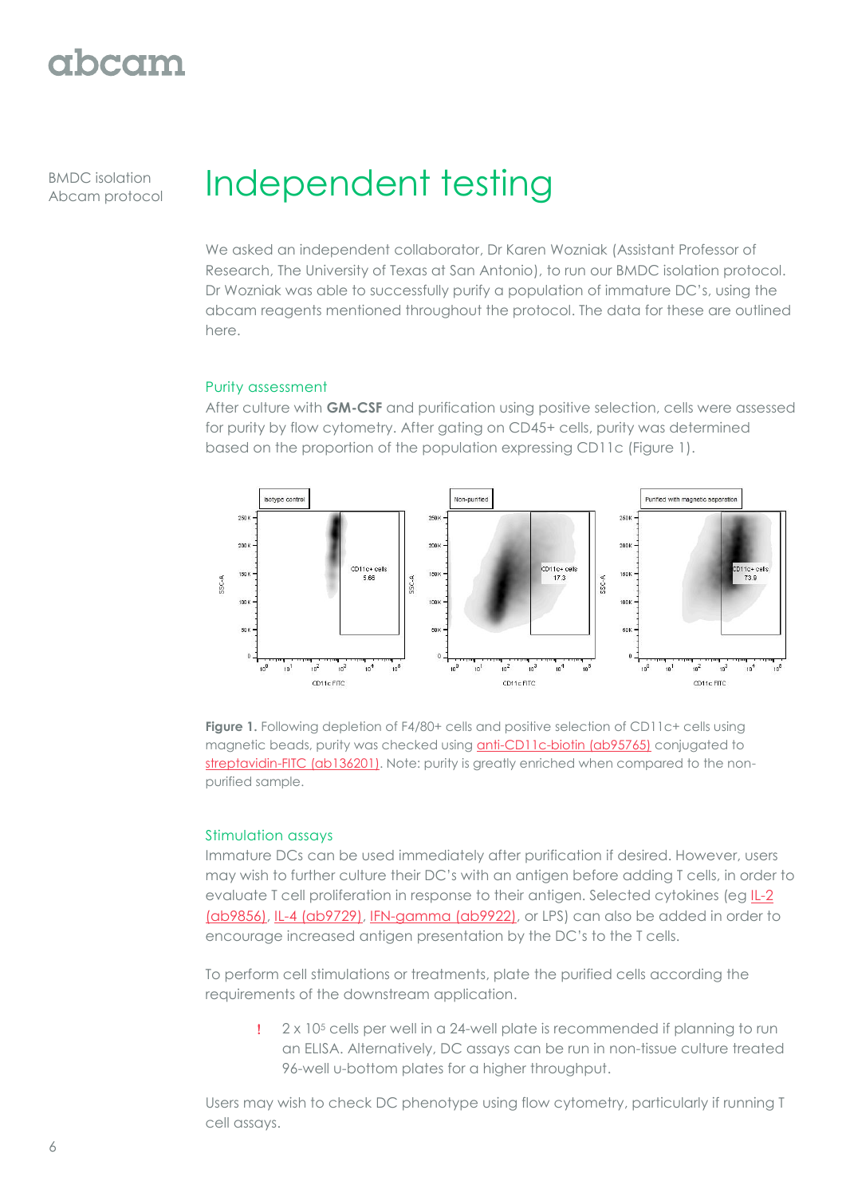BMDC isolation
Abcam protocol

# Independent testing

We asked an independent collaborator, Dr Karen Wozniak (Assistant Professor of Research, The University of Texas at San Antonio), to run our BMDC isolation protocol. Dr Wozniak was able to successfully purify a population of immature DC's, using the abcam reagents mentioned throughout the protocol. The data for these are outlined here.

## Purity assessment

After culture with **GM-CSF** and purification using positive selection, cells were assessed for purity by flow cytometry. After gating on CD45+ cells, purity was determined based on the proportion of the population expressing CD11c (Figure 1).

**Figure 1.** Following depletion of F4/80+ cells and positive selection of CD11c+ cells using magnetic beads, purity was checked using anti-CD11c-biotin (ab95765) conjugated to streptavidin-FITC (ab136201). Note: purity is greatly enriched when compared to the non-purified sample.

## Stimulation assays

Immature DCs can be used immediately after purification if desired. However, users may wish to further culture their DC's with an antigen before adding T cells, in order to evaluate T cell proliferation in response to their antigen. Selected cytokines (eg IL-2 (ab9856), IL-4 (ab9729), IFN-gamma (ab9922), or LPS) can also be added in order to encourage increased antigen presentation by the DC's to the T cells.

To perform cell stimulations or treatments, plate the purified cells according the requirements of the downstream application.

> ! $2 \times 10^5$ cells per well in a 24-well plate is recommended if planning to run an ELISA. Alternatively, DC assays can be run in non-tissue culture treated 96-well u-bottom plates for a higher throughput.

Users may wish to check DC phenotype using flow cytometry, particularly if running T cell assays.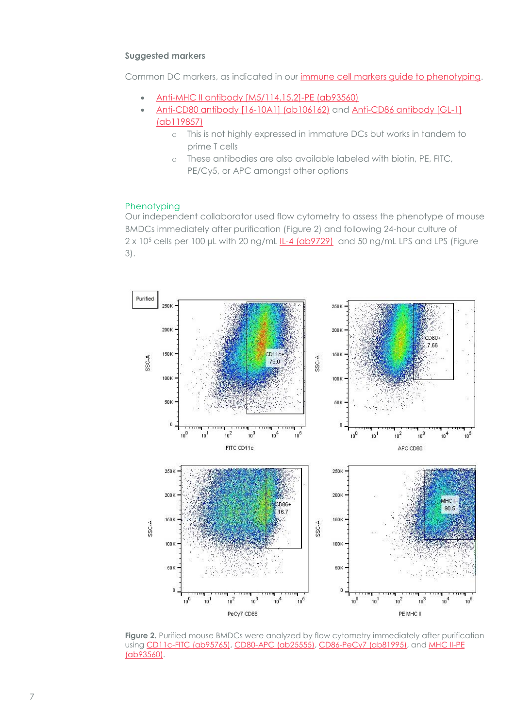### Suggested markers

Common DC markers, as indicated in our immune cell markers guide to phenotyping.

- Anti-MHC II antibody [M5/114.15.2]-PE (ab93560)
- Anti-CD80 antibody [16-10A1] (ab106162) and Anti-CD86 antibody [GL-1] (ab119857)
  - This is not highly expressed in immature DCs but works in tandem to prime T cells
  - These antibodies are also available labeled with biotin, PE, FITC, PE/Cy5, or APC amongst other options

## Phenotyping

Our independent collaborator used flow cytometry to assess the phenotype of mouse BMDCs immediately after purification (Figure 2) and following 24-hour culture of $2 \times 10^5$ cells per 100 µL with 20 ng/mL IL-4 (ab9729) and 50 ng/mL LPS and LPS (Figure 3).

**Figure 2.** Purified mouse BMDCs were analyzed by flow cytometry immediately after purification using CD11c-FITC (ab95765), CD80-APC (ab25555), CD86-PeCy7 (ab81995), and MHC II-PE (ab93560).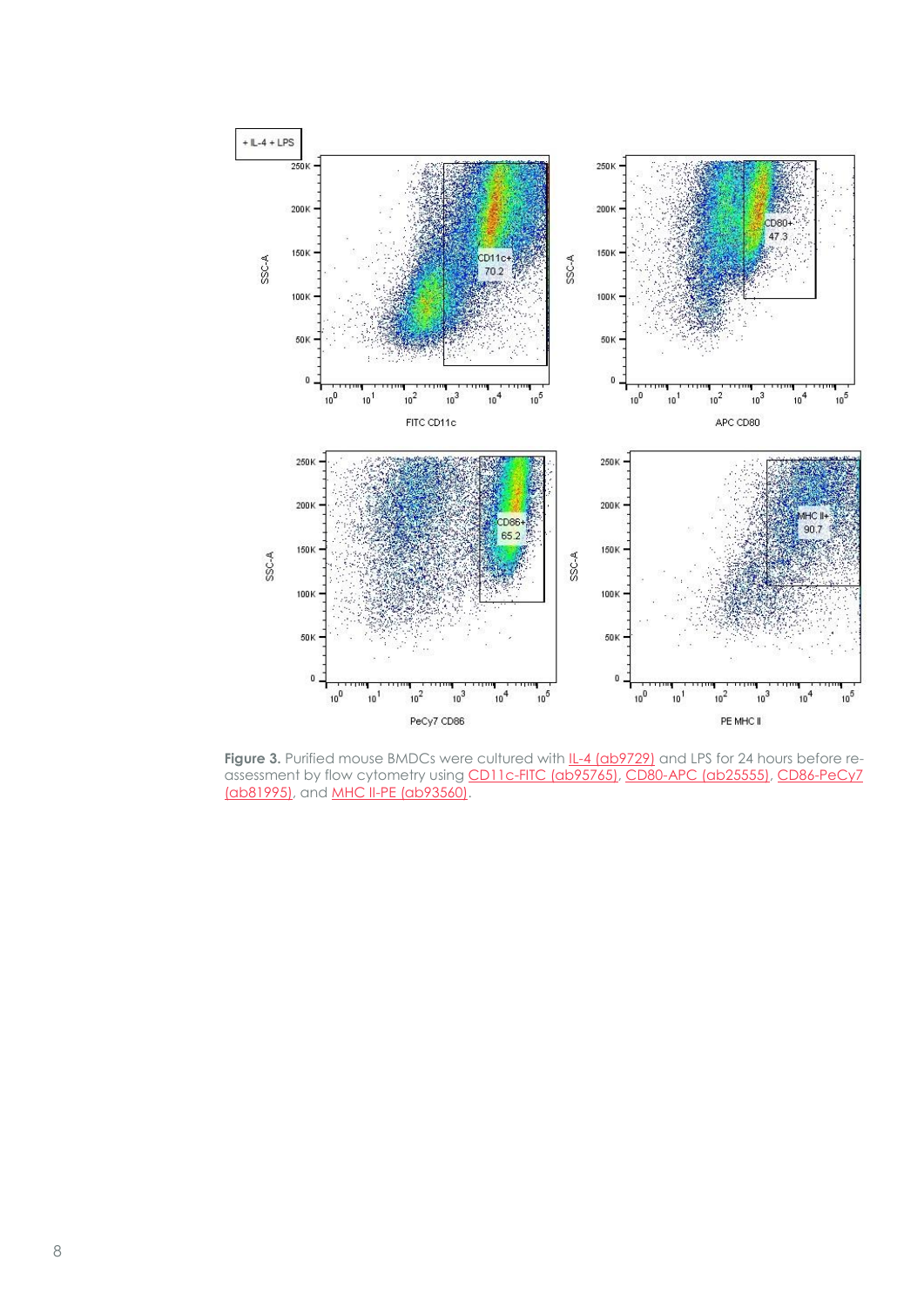+ IL-4 + LPS

SSC-A

250K
200K
150K
100K
50K
0

FITC CD11c

CD11c+
70.2

APC CD80

CD80+
47.3

PeCy7 CD86

CD86+
65.2

PE MHC II

MHC II+
90.7

**Figure 3.** Purified mouse BMDCs were cultured with IL-4 (ab9729) and LPS for 24 hours before re-assessment by flow cytometry using CD11c-FITC (ab95765), CD80-APC (ab25555), CD86-PeCy7 (ab81995), and MHC II-PE (ab93560).